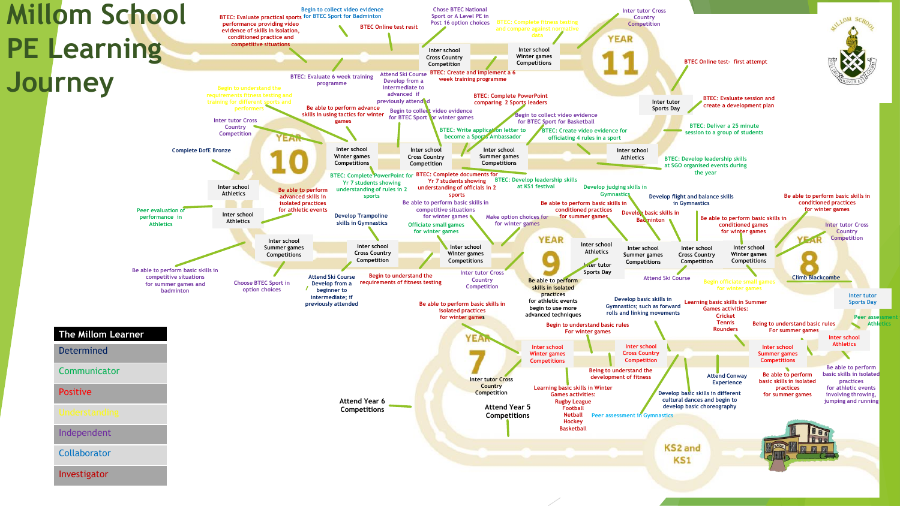# Millom School PE Learning Journey

## The Millom Learner

- Determined
- Communicator
- Positive
- Understanding
- Independent
- Collaborator
- Investigator

## KS2 and KS1

- Attend Year 5 Competitions
- Attend Year 6 Competitions

## YEAR 7

- Inter tutor Cross Country Competition
- Inter school Winter games Competitions
- Learning basic skills in Winter Games activities: Rugby League, Football, Netball, Hockey, Basketball
- Begin to understand basic rules For winter games
- Being to understand the development of fitness
- Inter school Cross Country Competition
- Peer assessment in Gymnastics
- Develop basic skills in different cultural dances and begin to develop basic choreography
- Attend Conway Experience
- Develop basic skills in Gymnastics; such as forward rolls and linking movements
- Learning basic skills in Summer Games activities: Cricket, Tennis, Rounders
- Being to understand basic rules For summer games
- Inter school Summer games Competitions
- Be able to perform basic skills in isolated practices for summer games
- Inter school Athletics
- Be able to perform basic skills in isolated practices for athletic events involving throwing, jumping and running
- Peer assessment Athletics

## YEAR 8

- Inter tutor Sports Day
- Begin officiate small games for winter games
- Climb Blackcombe
- Inter tutor Cross Country Competition
- Be able to perform basic skills in conditioned practices for winter games
- Inter school Winter games Competitions
- Be able to perform basic skills in conditioned practices for winter games
- Inter school Cross Country Competition
- Attend Ski Course
- Develop basic skills in Badminton
- Develop flight and balance skills in Gymnastics
- Inter school Summer games Competitions
- Be able to perform basic skills in conditioned practices for summer games
- Inter tutor Sports Day
- Inter school Athletics

## YEAR 9

- Be able to perform skills in isolated practices for athletic events begin to use more advanced techniques
- Develop judging skills in Gymnastics
- Make option choices for for winter games
- Inter tutor Cross Country Competition
- Be able to perform basic skills in isolated practices for winter games
- Inter school Winter games Competitions
- Be able to perform basic skills in competitive situations for winter games
- Officiate small games for winter games
- Begin to understand the requirements of fitness testing
- Develop Trampoline skills in Gymnastics
- Inter school Cross Country Competition
- Attend Ski Course Develop from a beginner to intermediate; if previously attended
- Choose BTEC Sport in option choices
- Inter school Summer games Competitions
- Be able to perform basic skills in competitive situations for summer games and badminton

## YEAR 10

- Inter school Athletics
- Peer evaluation of performance in Athletics
- Inter school Athletics
- Be able to perform advanced skills in isolated practices for athletic events
- Complete DofE Bronze
- Inter tutor Cross Country Competition
- Begin to understand the requirements fitness testing and training for different sports and performers
- Be able to perform advance skills in using tactics for winter games
- Inter school Winter games Competitions
- BTEC: Complete PowerPoint for Yr 7 students showing understanding of rules in 2 sports
- Begin to collect video evidence for BTEC Sport for winter games
- Inter school Cross Country Competition
- BTEC: Complete documents for Yr 7 students showing understanding of officials in 2 sports
- BTEC: Write application letter to become a Sports Ambassador
- Inter school Summer games Competitions
- BTEC: Develop leadership skills at KS1 festival
- BTEC: Create video evidence for officiating 4 rules in a sport
- Begin to collect video evidence for BTEC Sport for Basketball
- BTEC: Complete PowerPoint comparing 2 Sports leaders
- Inter school Athletics
- BTEC: Develop leadership skills at SGO organised events during the year

## YEAR 11

- Inter tutor Sports Day
- BTEC: Deliver a 25 minute session to a group of students
- BTEC: Evaluate session and create a development plan
- BTEC Online test- first attempt
- Inter tutor Cross Country Competition
- BTEC: Complete fitness testing and compare against normative data
- Inter school Winter games Competitions
- BTEC: Create and implement a 6 week training programme
- Chose BTEC National Sport or A Level PE in Post 16 option choices
- Inter school Cross Country Competition
- Attend Ski Course Develop from a intermediate to advanced if previously attended
- BTEC Online test resit
- Begin to collect video evidence for BTEC Sport for Badminton
- BTEC: Evaluate 6 week training programme
- BTEC: Evaluate practical sports performance providing video evidence of skills in isolation, conditioned practice and competitive situations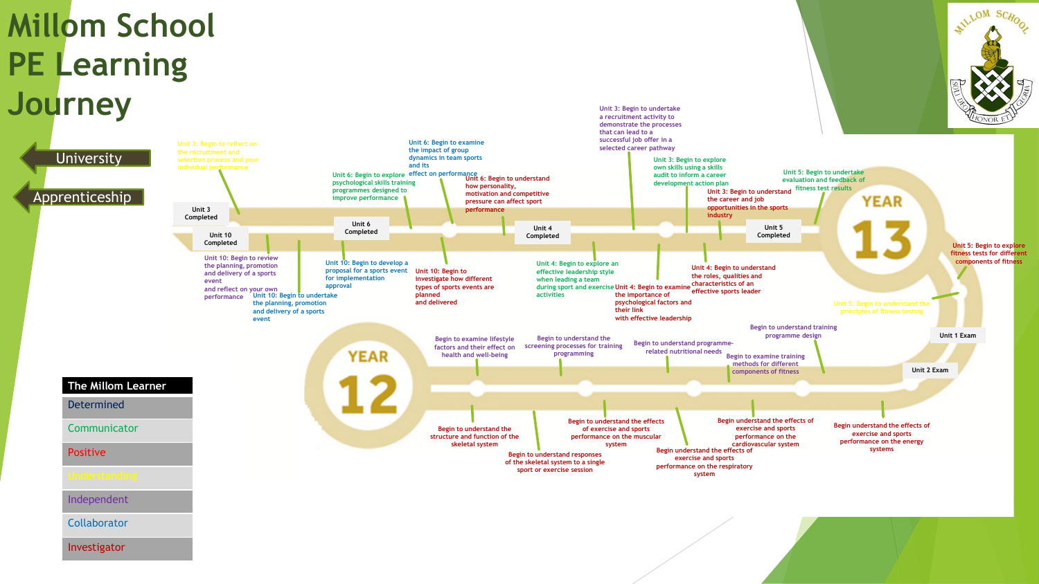# Millom School PE Learning Journey

University

Apprenticeship

## YEAR 12

Begin to understand the structure and function of the skeletal system

Begin to examine lifestyle factors and their effect on health and well-being

Begin to understand responses of the skeletal system to a single sport or exercise session

Begin to understand the screening processes for training programming

Begin to understand the effects of exercise and sports performance on the muscular system

Begin to understand programme-related nutritional needs

Begin understand the effects of exercise and sports performance on the respiratory system

Begin to examine training methods for different components of fitness

Begin understand the effects of exercise and sports performance on the cardiovascular system

Begin to understand training programme design

Begin understand the effects of exercise and sports performance on the energy systems

Unit 2 Exam

Unit 1 Exam

## YEAR 13

Unit 5: Begin to understand the principles of fitness testing

Unit 5: Begin to explore fitness tests for different components of fitness

Unit 5: Begin to undertake evaluation and feedback of fitness test results

Unit 5 Completed

Unit 3: Begin to understand the career and job opportunities in the sports industry

Unit 4: Begin to understand the roles, qualities and characteristics of an effective sports leader

Unit 3: Begin to explore own skills using a skills audit to inform a career development action plan

Unit 4: Begin to examine the importance of psychological factors and their link with effective leadership

Unit 3: Begin to undertake a recruitment activity to demonstrate the processes that can lead to a successful job offer in a selected career pathway

Unit 4: Begin to explore an effective leadership style when leading a team during sport and exercise activities

Unit 4 Completed

Unit 6: Begin to understand how personality, motivation and competitive pressure can affect sport performance

Unit 10: Begin to investigate how different types of sports events are planned and delivered

Unit 6: Begin to examine the impact of group dynamics in team sports and its effect on performance

Unit 6: Begin to explore psychological skills training programmes designed to improve performance

Unit 10: Begin to develop a proposal for a sports event for implementation approval

Unit 6 Completed

Unit 10: Begin to undertake the planning, promotion and delivery of a sports event

Unit 10: Begin to review the planning, promotion and delivery of a sports event and reflect on your own performance

Unit 10 Completed

Unit 3: Begin to reflect on the recruitment and selection process and your individual performance

Unit 3 Completed

## The Millom Learner

- Determined
- Communicator
- Positive
- Understanding
- Independent
- Collaborator
- Investigator